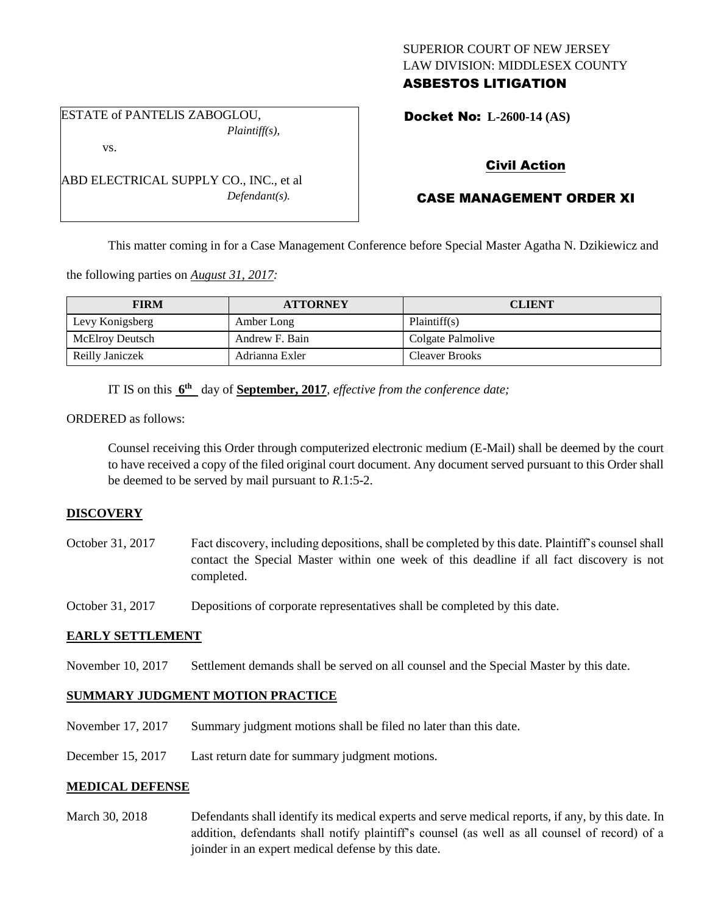SUPERIOR COURT OF NEW JERSEY
LAW DIVISION: MIDDLESEX COUNTY
**ASBESTOS LITIGATION**

ESTATE of PANTELIS ZABOGLOU,
*Plaintiff(s),*

vs.

ABD ELECTRICAL SUPPLY CO., INC., et al
*Defendant(s).*

**Docket No: L-2600-14 (AS)**

**Civil Action**

**CASE MANAGEMENT ORDER XI**

This matter coming in for a Case Management Conference before Special Master Agatha N. Dzikiewicz and the following parties on *August 31, 2017:*

| FIRM | ATTORNEY | CLIENT |
|---|---|---|
| Levy Konigsberg | Amber Long | Plaintiff(s) |
| McElroy Deutsch | Andrew F. Bain | Colgate Palmolive |
| Reilly Janiczek | Adrianna Exler | Cleaver Brooks |

IT IS on this **6th** day of **September, 2017**, *effective from the conference date;*

ORDERED as follows:

Counsel receiving this Order through computerized electronic medium (E-Mail) shall be deemed by the court to have received a copy of the filed original court document. Any document served pursuant to this Order shall be deemed to be served by mail pursuant to *R*.1:5-2.

**DISCOVERY**

October 31, 2017 Fact discovery, including depositions, shall be completed by this date. Plaintiff's counsel shall contact the Special Master within one week of this deadline if all fact discovery is not completed.

October 31, 2017 Depositions of corporate representatives shall be completed by this date.

**EARLY SETTLEMENT**

November 10, 2017 Settlement demands shall be served on all counsel and the Special Master by this date.

**SUMMARY JUDGMENT MOTION PRACTICE**

November 17, 2017 Summary judgment motions shall be filed no later than this date.

December 15, 2017 Last return date for summary judgment motions.

**MEDICAL DEFENSE**

March 30, 2018 Defendants shall identify its medical experts and serve medical reports, if any, by this date. In addition, defendants shall notify plaintiff's counsel (as well as all counsel of record) of a joinder in an expert medical defense by this date.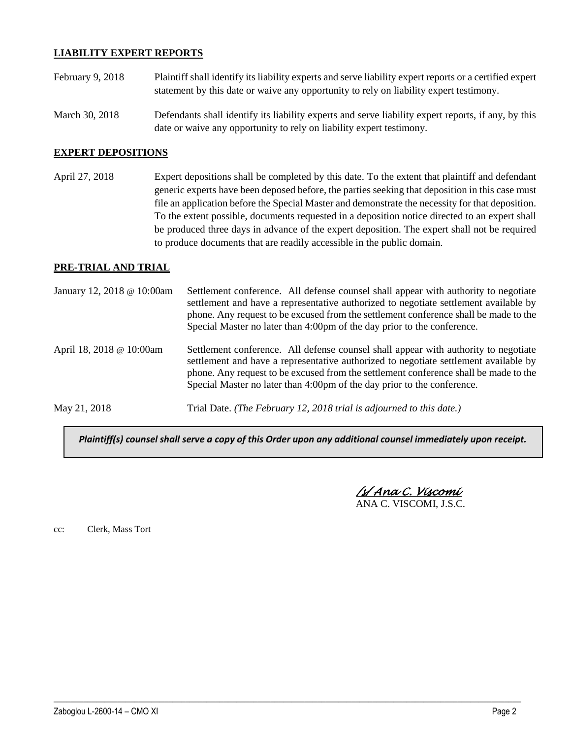**LIABILITY EXPERT REPORTS**

| | |
|---|---|
| February 9, 2018 | Plaintiff shall identify its liability experts and serve liability expert reports or a certified expert statement by this date or waive any opportunity to rely on liability expert testimony. |
| March 30, 2018 | Defendants shall identify its liability experts and serve liability expert reports, if any, by this date or waive any opportunity to rely on liability expert testimony. |

**EXPERT DEPOSITIONS**

| | |
|---|---|
| April 27, 2018 | Expert depositions shall be completed by this date. To the extent that plaintiff and defendant generic experts have been deposed before, the parties seeking that deposition in this case must file an application before the Special Master and demonstrate the necessity for that deposition. To the extent possible, documents requested in a deposition notice directed to an expert shall be produced three days in advance of the expert deposition. The expert shall not be required to produce documents that are readily accessible in the public domain. |

**PRE-TRIAL AND TRIAL**

| | |
|---|---|
| January 12, 2018 @ 10:00am | Settlement conference. All defense counsel shall appear with authority to negotiate settlement and have a representative authorized to negotiate settlement available by phone. Any request to be excused from the settlement conference shall be made to the Special Master no later than 4:00pm of the day prior to the conference. |
| April 18, 2018 @ 10:00am | Settlement conference. All defense counsel shall appear with authority to negotiate settlement and have a representative authorized to negotiate settlement available by phone. Any request to be excused from the settlement conference shall be made to the Special Master no later than 4:00pm of the day prior to the conference. |
| May 21, 2018 | Trial Date. *(The February 12, 2018 trial is adjourned to this date.)* |

***Plaintiff(s) counsel shall serve a copy of this Order upon any additional counsel immediately upon receipt.***

*/s/ Ana C. Viscomi*
ANA C. VISCOMI, J.S.C.

cc: Clerk, Mass Tort